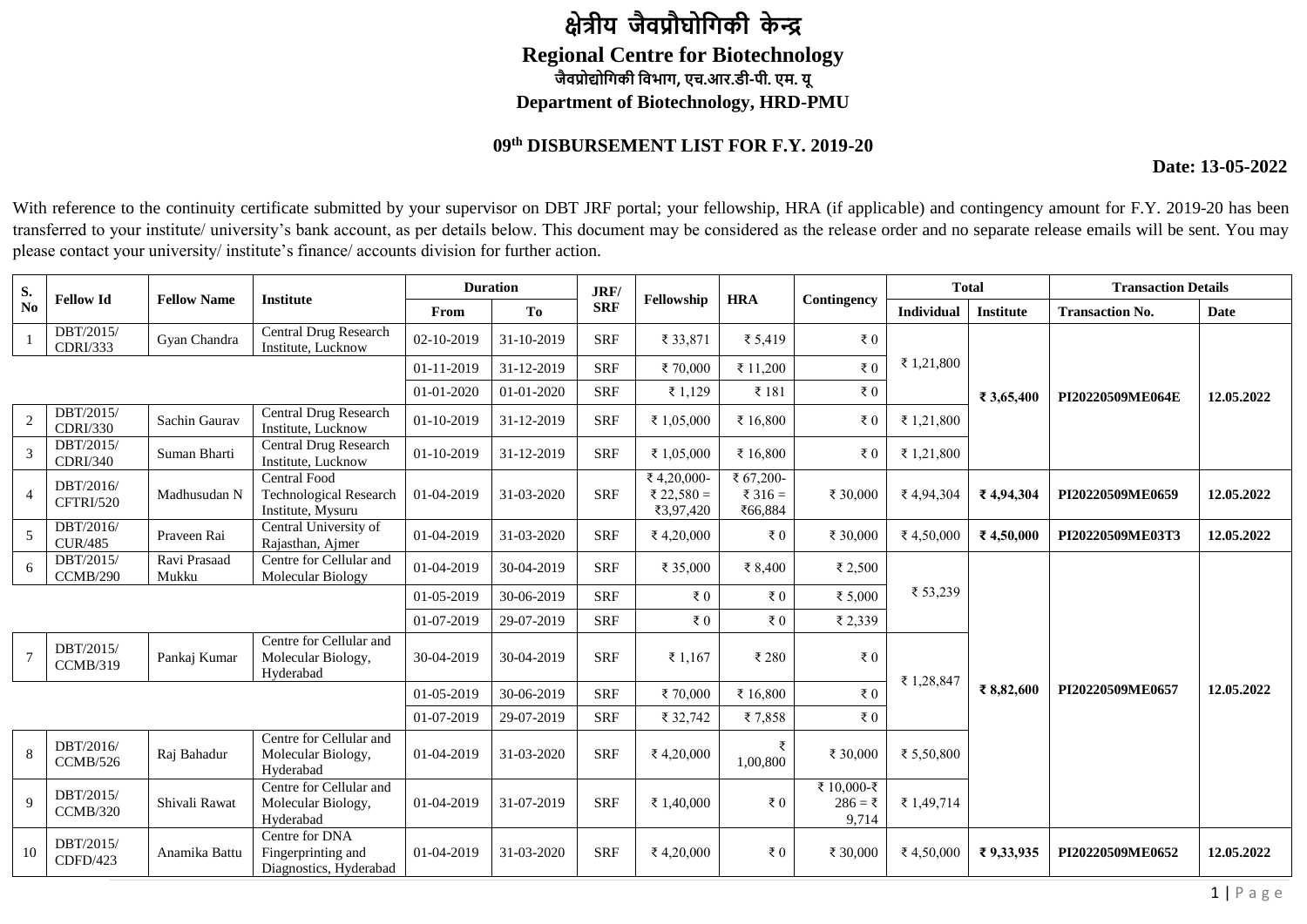# क्षेत्रीय जैवप्रौघोगिकी केन्द्र

## Regional Centre for Biotechnology

**जैवप्रोद्योगिकी विभाग, एच.आर.डी-पी. एम. यू**

**Department of Biotechnology, HRD-PMU**

### 09th DISBURSEMENT LIST FOR F.Y. 2019-20

**Date: 13-05-2022**

With reference to the continuity certificate submitted by your supervisor on DBT JRF portal; your fellowship, HRA (if applicable) and contingency amount for F.Y. 2019-20 has been transferred to your institute/ university's bank account, as per details below. This document may be considered as the release order and no separate release emails will be sent. You may please contact your university/ institute's finance/ accounts division for further action.

| S. No | Fellow Id | Fellow Name | Institute | Duration | | JRF/ SRF | Fellowship | HRA | Contingency | Total | | Transaction Details | |
|---|---|---|---|---|---|---|---|---|---|---|---|---|---|
| | | | | From | To | | | | | Individual | Institute | Transaction No. | Date |
| 1 | DBT/2015/ CDRI/333 | Gyan Chandra | Central Drug Research Institute, Lucknow | 02-10-2019 | 31-10-2019 | SRF | ₹ 33,871 | ₹ 5,419 | ₹ 0 | ₹ 1,21,800 | ₹ 3,65,400 | PI20220509ME064E | 12.05.2022 |
| | | | | 01-11-2019 | 31-12-2019 | SRF | ₹ 70,000 | ₹ 11,200 | ₹ 0 | | | | |
| | | | | 01-01-2020 | 01-01-2020 | SRF | ₹ 1,129 | ₹ 181 | ₹ 0 | | | | |
| 2 | DBT/2015/ CDRI/330 | Sachin Gaurav | Central Drug Research Institute, Lucknow | 01-10-2019 | 31-12-2019 | SRF | ₹ 1,05,000 | ₹ 16,800 | ₹ 0 | ₹ 1,21,800 | | | |
| 3 | DBT/2015/ CDRI/340 | Suman Bharti | Central Drug Research Institute, Lucknow | 01-10-2019 | 31-12-2019 | SRF | ₹ 1,05,000 | ₹ 16,800 | ₹ 0 | ₹ 1,21,800 | | | |
| 4 | DBT/2016/ CFTRI/520 | Madhusudan N | Central Food Technological Research Institute, Mysuru | 01-04-2019 | 31-03-2020 | SRF | ₹ 4,20,000- ₹ 22,580 = ₹3,97,420 | ₹ 67,200- ₹ 316 = ₹66,884 | ₹ 30,000 | ₹ 4,94,304 | ₹ 4,94,304 | PI20220509ME0659 | 12.05.2022 |
| 5 | DBT/2016/ CUR/485 | Praveen Rai | Central University of Rajasthan, Ajmer | 01-04-2019 | 31-03-2020 | SRF | ₹ 4,20,000 | ₹ 0 | ₹ 30,000 | ₹ 4,50,000 | ₹ 4,50,000 | PI20220509ME03T3 | 12.05.2022 |
| 6 | DBT/2015/ CCMB/290 | Ravi Prasaad Mukku | Centre for Cellular and Molecular Biology | 01-04-2019 | 30-04-2019 | SRF | ₹ 35,000 | ₹ 8,400 | ₹ 2,500 | ₹ 53,239 | ₹ 8,82,600 | PI20220509ME0657 | 12.05.2022 |
| | | | | 01-05-2019 | 30-06-2019 | SRF | ₹ 0 | ₹ 0 | ₹ 5,000 | | | | |
| | | | | 01-07-2019 | 29-07-2019 | SRF | ₹ 0 | ₹ 0 | ₹ 2,339 | | | | |
| 7 | DBT/2015/ CCMB/319 | Pankaj Kumar | Centre for Cellular and Molecular Biology, Hyderabad | 30-04-2019 | 30-04-2019 | SRF | ₹ 1,167 | ₹ 280 | ₹ 0 | ₹ 1,28,847 | | | |
| | | | | 01-05-2019 | 30-06-2019 | SRF | ₹ 70,000 | ₹ 16,800 | ₹ 0 | | | | |
| | | | | 01-07-2019 | 29-07-2019 | SRF | ₹ 32,742 | ₹ 7,858 | ₹ 0 | | | | |
| 8 | DBT/2016/ CCMB/526 | Raj Bahadur | Centre for Cellular and Molecular Biology, Hyderabad | 01-04-2019 | 31-03-2020 | SRF | ₹ 4,20,000 | ₹ 1,00,800 | ₹ 30,000 | ₹ 5,50,800 | | | |
| 9 | DBT/2015/ CCMB/320 | Shivali Rawat | Centre for Cellular and Molecular Biology, Hyderabad | 01-04-2019 | 31-07-2019 | SRF | ₹ 1,40,000 | ₹ 0 | ₹ 10,000-₹ 286 = ₹ 9,714 | ₹ 1,49,714 | | | |
| 10 | DBT/2015/ CDFD/423 | Anamika Battu | Centre for DNA Fingerprinting and Diagnostics, Hyderabad | 01-04-2019 | 31-03-2020 | SRF | ₹ 4,20,000 | ₹ 0 | ₹ 30,000 | ₹ 4,50,000 | ₹ 9,33,935 | PI20220509ME0652 | 12.05.2022 |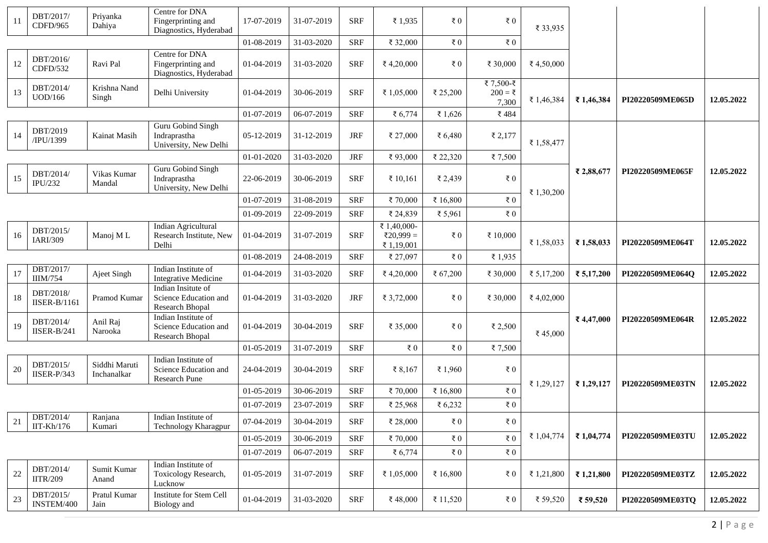| 11 | DBT/2017/CDFD/965 | Priyanka Dahiya | Centre for DNA Fingerprinting and Diagnostics, Hyderabad | 17-07-2019 | 31-07-2019 | SRF | ₹ 1,935 | ₹ 0 | ₹ 0 | ₹ 33,935 | | | |
|---|---|---|---|---|---|---|---|---|---|---|---|---|---|
| | | | | 01-08-2019 | 31-03-2020 | SRF | ₹ 32,000 | ₹ 0 | ₹ 0 | | | | |
| 12 | DBT/2016/CDFD/532 | Ravi Pal | Centre for DNA Fingerprinting and Diagnostics, Hyderabad | 01-04-2019 | 31-03-2020 | SRF | ₹ 4,20,000 | ₹ 0 | ₹ 30,000 | ₹ 4,50,000 | | | |
| 13 | DBT/2014/UOD/166 | Krishna Nand Singh | Delhi University | 01-04-2019 | 30-06-2019 | SRF | ₹ 1,05,000 | ₹ 25,200 | ₹ 7,500-₹ 200 = ₹ 7,300 | ₹ 1,46,384 | **₹ 1,46,384** | **PI20220509ME065D** | **12.05.2022** |
| | | | | 01-07-2019 | 06-07-2019 | SRF | ₹ 6,774 | ₹ 1,626 | ₹ 484 | | | | |
| 14 | DBT/2019 /IPU/1399 | Kainat Masih | Guru Gobind Singh Indraprastha University, New Delhi | 05-12-2019 | 31-12-2019 | JRF | ₹ 27,000 | ₹ 6,480 | ₹ 2,177 | ₹ 1,58,477 | **₹ 2,88,677** | **PI20220509ME065F** | **12.05.2022** |
| | | | | 01-01-2020 | 31-03-2020 | JRF | ₹ 93,000 | ₹ 22,320 | ₹ 7,500 | | | | |
| 15 | DBT/2014/IPU/232 | Vikas Kumar Mandal | Guru Gobind Singh Indraprastha University, New Delhi | 22-06-2019 | 30-06-2019 | SRF | ₹ 10,161 | ₹ 2,439 | ₹ 0 | ₹ 1,30,200 | | | |
| | | | | 01-07-2019 | 31-08-2019 | SRF | ₹ 70,000 | ₹ 16,800 | ₹ 0 | | | | |
| | | | | 01-09-2019 | 22-09-2019 | SRF | ₹ 24,839 | ₹ 5,961 | ₹ 0 | | | | |
| 16 | DBT/2015/IARI/309 | Manoj M L | Indian Agricultural Research Institute, New Delhi | 01-04-2019 | 31-07-2019 | SRF | ₹ 1,40,000-₹20,999 = ₹ 1,19,001 | ₹ 0 | ₹ 10,000 | ₹ 1,58,033 | **₹ 1,58,033** | **PI20220509ME064T** | **12.05.2022** |
| | | | | 01-08-2019 | 24-08-2019 | SRF | ₹ 27,097 | ₹ 0 | ₹ 1,935 | | | | |
| 17 | DBT/2017/IIIM/754 | Ajeet Singh | Indian Institute of Integrative Medicine | 01-04-2019 | 31-03-2020 | SRF | ₹ 4,20,000 | ₹ 67,200 | ₹ 30,000 | ₹ 5,17,200 | **₹ 5,17,200** | **PI20220509ME064Q** | **12.05.2022** |
| 18 | DBT/2018/IISER-B/1161 | Pramod Kumar | Indian Insitute of Science Education and Research Bhopal | 01-04-2019 | 31-03-2020 | JRF | ₹ 3,72,000 | ₹ 0 | ₹ 30,000 | ₹ 4,02,000 | **₹ 4,47,000** | **PI20220509ME064R** | **12.05.2022** |
| 19 | DBT/2014/IISER-B/241 | Anil Raj Narooka | Indian Institute of Science Education and Research Bhopal | 01-04-2019 | 30-04-2019 | SRF | ₹ 35,000 | ₹ 0 | ₹ 2,500 | ₹ 45,000 | | | |
| | | | | 01-05-2019 | 31-07-2019 | SRF | ₹ 0 | ₹ 0 | ₹ 7,500 | | | | |
| 20 | DBT/2015/IISER-P/343 | Siddhi Maruti Inchanalkar | Indian Institute of Science Education and Research Pune | 24-04-2019 | 30-04-2019 | SRF | ₹ 8,167 | ₹ 1,960 | ₹ 0 | ₹ 1,29,127 | **₹ 1,29,127** | **PI20220509ME03TN** | **12.05.2022** |
| | | | | 01-05-2019 | 30-06-2019 | SRF | ₹ 70,000 | ₹ 16,800 | ₹ 0 | | | | |
| | | | | 01-07-2019 | 23-07-2019 | SRF | ₹ 25,968 | ₹ 6,232 | ₹ 0 | | | | |
| 21 | DBT/2014/IIT-Kh/176 | Ranjana Kumari | Indian Institute of Technology Kharagpur | 07-04-2019 | 30-04-2019 | SRF | ₹ 28,000 | ₹ 0 | ₹ 0 | ₹ 1,04,774 | **₹ 1,04,774** | **PI20220509ME03TU** | **12.05.2022** |
| | | | | 01-05-2019 | 30-06-2019 | SRF | ₹ 70,000 | ₹ 0 | ₹ 0 | | | | |
| | | | | 01-07-2019 | 06-07-2019 | SRF | ₹ 6,774 | ₹ 0 | ₹ 0 | | | | |
| 22 | DBT/2014/IITR/209 | Sumit Kumar Anand | Indian Institute of Toxicology Research, Lucknow | 01-05-2019 | 31-07-2019 | SRF | ₹ 1,05,000 | ₹ 16,800 | ₹ 0 | ₹ 1,21,800 | **₹ 1,21,800** | **PI20220509ME03TZ** | **12.05.2022** |
| 23 | DBT/2015/INSTEM/400 | Pratul Kumar Jain | Institute for Stem Cell Biology and | 01-04-2019 | 31-03-2020 | SRF | ₹ 48,000 | ₹ 11,520 | ₹ 0 | ₹ 59,520 | **₹ 59,520** | **PI20220509ME03TQ** | **12.05.2022** |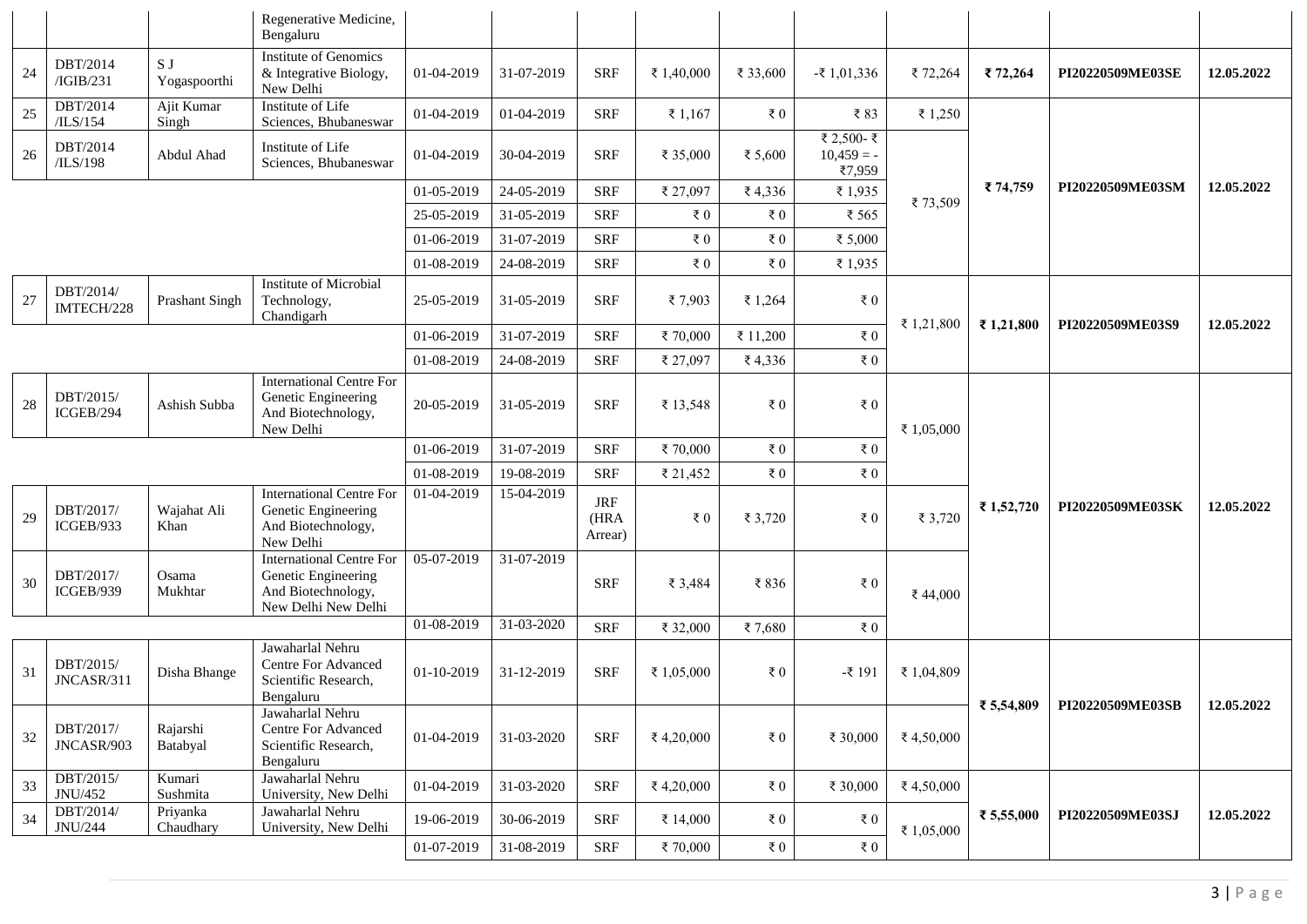| | | | Regenerative Medicine, Bengaluru | | | | | | | | | | |
|---|---|---|---|---|---|---|---|---|---|---|---|---|---|
| 24 | DBT/2014 /IGIB/231 | S J Yogaspoorthi | Institute of Genomics & Integrative Biology, New Delhi | 01-04-2019 | 31-07-2019 | SRF | ₹ 1,40,000 | ₹ 33,600 | -₹ 1,01,336 | ₹ 72,264 | **₹ 72,264** | **PI20220509ME03SE** | **12.05.2022** |
| 25 | DBT/2014 /ILS/154 | Ajit Kumar Singh | Institute of Life Sciences, Bhubaneswar | 01-04-2019 | 01-04-2019 | SRF | ₹ 1,167 | ₹ 0 | ₹ 83 | ₹ 1,250 | **₹ 74,759** | **PI20220509ME03SM** | **12.05.2022** |
| 26 | DBT/2014 /ILS/198 | Abdul Ahad | Institute of Life Sciences, Bhubaneswar | 01-04-2019 | 30-04-2019 | SRF | ₹ 35,000 | ₹ 5,600 | ₹ 2,500- ₹ 10,459 = -₹7,959 | ₹ 73,509 | | | |
| | | | | 01-05-2019 | 24-05-2019 | SRF | ₹ 27,097 | ₹ 4,336 | ₹ 1,935 | | | | |
| | | | | 25-05-2019 | 31-05-2019 | SRF | ₹ 0 | ₹ 0 | ₹ 565 | | | | |
| | | | | 01-06-2019 | 31-07-2019 | SRF | ₹ 0 | ₹ 0 | ₹ 5,000 | | | | |
| | | | | 01-08-2019 | 24-08-2019 | SRF | ₹ 0 | ₹ 0 | ₹ 1,935 | | | | |
| 27 | DBT/2014/ IMTECH/228 | Prashant Singh | Institute of Microbial Technology, Chandigarh | 25-05-2019 | 31-05-2019 | SRF | ₹ 7,903 | ₹ 1,264 | ₹ 0 | ₹ 1,21,800 | **₹ 1,21,800** | **PI20220509ME03S9** | **12.05.2022** |
| | | | | 01-06-2019 | 31-07-2019 | SRF | ₹ 70,000 | ₹ 11,200 | ₹ 0 | | | | |
| | | | | 01-08-2019 | 24-08-2019 | SRF | ₹ 27,097 | ₹ 4,336 | ₹ 0 | | | | |
| 28 | DBT/2015/ ICGEB/294 | Ashish Subba | International Centre For Genetic Engineering And Biotechnology, New Delhi | 20-05-2019 | 31-05-2019 | SRF | ₹ 13,548 | ₹ 0 | ₹ 0 | ₹ 1,05,000 | **₹ 1,52,720** | **PI20220509ME03SK** | **12.05.2022** |
| | | | | 01-06-2019 | 31-07-2019 | SRF | ₹ 70,000 | ₹ 0 | ₹ 0 | | | | |
| | | | | 01-08-2019 | 19-08-2019 | SRF | ₹ 21,452 | ₹ 0 | ₹ 0 | | | | |
| 29 | DBT/2017/ ICGEB/933 | Wajahat Ali Khan | International Centre For Genetic Engineering And Biotechnology, New Delhi | 01-04-2019 | 15-04-2019 | JRF (HRA Arrear) | ₹ 0 | ₹ 3,720 | ₹ 0 | ₹ 3,720 | | | |
| 30 | DBT/2017/ ICGEB/939 | Osama Mukhtar | International Centre For Genetic Engineering And Biotechnology, New Delhi New Delhi | 05-07-2019 | 31-07-2019 | SRF | ₹ 3,484 | ₹ 836 | ₹ 0 | ₹ 44,000 | | | |
| | | | | 01-08-2019 | 31-03-2020 | SRF | ₹ 32,000 | ₹ 7,680 | ₹ 0 | | | | |
| 31 | DBT/2015/ JNCASR/311 | Disha Bhange | Jawaharlal Nehru Centre For Advanced Scientific Research, Bengaluru | 01-10-2019 | 31-12-2019 | SRF | ₹ 1,05,000 | ₹ 0 | -₹ 191 | ₹ 1,04,809 | **₹ 5,54,809** | **PI20220509ME03SB** | **12.05.2022** |
| 32 | DBT/2017/ JNCASR/903 | Rajarshi Batabyal | Jawaharlal Nehru Centre For Advanced Scientific Research, Bengaluru | 01-04-2019 | 31-03-2020 | SRF | ₹ 4,20,000 | ₹ 0 | ₹ 30,000 | ₹ 4,50,000 | | | |
| 33 | DBT/2015/ JNU/452 | Kumari Sushmita | Jawaharlal Nehru University, New Delhi | 01-04-2019 | 31-03-2020 | SRF | ₹ 4,20,000 | ₹ 0 | ₹ 30,000 | ₹ 4,50,000 | **₹ 5,55,000** | **PI20220509ME03SJ** | **12.05.2022** |
| 34 | DBT/2014/ JNU/244 | Priyanka Chaudhary | Jawaharlal Nehru University, New Delhi | 19-06-2019 | 30-06-2019 | SRF | ₹ 14,000 | ₹ 0 | ₹ 0 | ₹ 1,05,000 | | | |
| | | | | 01-07-2019 | 31-08-2019 | SRF | ₹ 70,000 | ₹ 0 | ₹ 0 | | | | |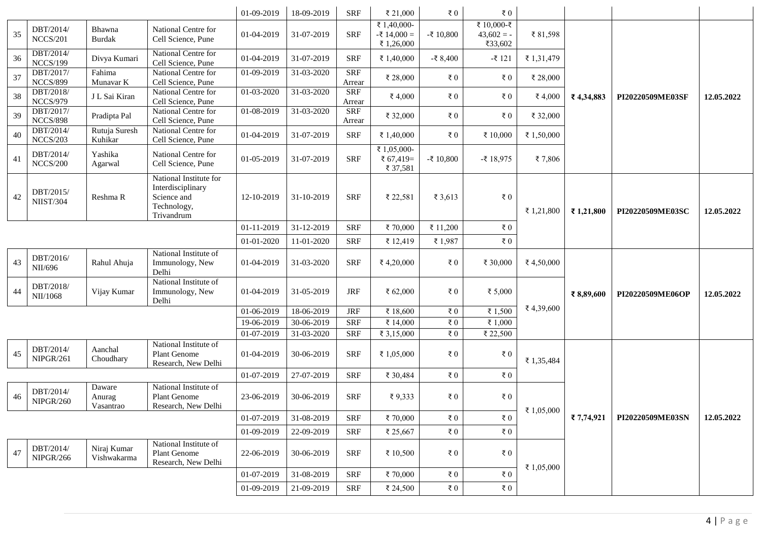| | | | | 01-09-2019 | 18-09-2019 | SRF | ₹ 21,000 | ₹ 0 | ₹ 0 | | | | |
|---|---|---|---|---|---|---|---|---|---|---|---|---|---|
| 35 | DBT/2014/ NCCS/201 | Bhawna Burdak | National Centre for Cell Science, Pune | 01-04-2019 | 31-07-2019 | SRF | ₹ 1,40,000- -₹ 14,000 = ₹ 1,26,000 | -₹ 10,800 | ₹ 10,000-₹ 43,602 = -₹33,602 | ₹ 81,598 | ₹ 4,34,883 | PI20220509ME03SF | 12.05.2022 |
| 36 | DBT/2014/ NCCS/199 | Divya Kumari | National Centre for Cell Science, Pune | 01-04-2019 | 31-07-2019 | SRF | ₹ 1,40,000 | -₹ 8,400 | -₹ 121 | ₹ 1,31,479 | | | |
| 37 | DBT/2017/ NCCS/899 | Fahima Munavar K | National Centre for Cell Science, Pune | 01-09-2019 | 31-03-2020 | SRF Arrear | ₹ 28,000 | ₹ 0 | ₹ 0 | ₹ 28,000 | | | |
| 38 | DBT/2018/ NCCS/979 | J L Sai Kiran | National Centre for Cell Science, Pune | 01-03-2020 | 31-03-2020 | SRF Arrear | ₹ 4,000 | ₹ 0 | ₹ 0 | ₹ 4,000 | | | |
| 39 | DBT/2017/ NCCS/898 | Pradipta Pal | National Centre for Cell Science, Pune | 01-08-2019 | 31-03-2020 | SRF Arrear | ₹ 32,000 | ₹ 0 | ₹ 0 | ₹ 32,000 | | | |
| 40 | DBT/2014/ NCCS/203 | Rutuja Suresh Kuhikar | National Centre for Cell Science, Pune | 01-04-2019 | 31-07-2019 | SRF | ₹ 1,40,000 | ₹ 0 | ₹ 10,000 | ₹ 1,50,000 | | | |
| 41 | DBT/2014/ NCCS/200 | Yashika Agarwal | National Centre for Cell Science, Pune | 01-05-2019 | 31-07-2019 | SRF | ₹ 1,05,000- ₹ 67,419= ₹ 37,581 | -₹ 10,800 | -₹ 18,975 | ₹ 7,806 | | | |
| 42 | DBT/2015/ NIIST/304 | Reshma R | National Institute for Interdisciplinary Science and Technology, Trivandrum | 12-10-2019 | 31-10-2019 | SRF | ₹ 22,581 | ₹ 3,613 | ₹ 0 | ₹ 1,21,800 | ₹ 1,21,800 | PI20220509ME03SC | 12.05.2022 |
| | | | | 01-11-2019 | 31-12-2019 | SRF | ₹ 70,000 | ₹ 11,200 | ₹ 0 | | | | |
| | | | | 01-01-2020 | 11-01-2020 | SRF | ₹ 12,419 | ₹ 1,987 | ₹ 0 | | | | |
| 43 | DBT/2016/ NII/696 | Rahul Ahuja | National Institute of Immunology, New Delhi | 01-04-2019 | 31-03-2020 | SRF | ₹ 4,20,000 | ₹ 0 | ₹ 30,000 | ₹ 4,50,000 | ₹ 8,89,600 | PI20220509ME06OP | 12.05.2022 |
| 44 | DBT/2018/ NII/1068 | Vijay Kumar | National Institute of Immunology, New Delhi | 01-04-2019 | 31-05-2019 | JRF | ₹ 62,000 | ₹ 0 | ₹ 5,000 | ₹ 4,39,600 | | | |
| | | | | 01-06-2019 | 18-06-2019 | JRF | ₹ 18,600 | ₹ 0 | ₹ 1,500 | | | | |
| | | | | 19-06-2019 | 30-06-2019 | SRF | ₹ 14,000 | ₹ 0 | ₹ 1,000 | | | | |
| | | | | 01-07-2019 | 31-03-2020 | SRF | ₹ 3,15,000 | ₹ 0 | ₹ 22,500 | | | | |
| 45 | DBT/2014/ NIPGR/261 | Aanchal Choudhary | National Institute of Plant Genome Research, New Delhi | 01-04-2019 | 30-06-2019 | SRF | ₹ 1,05,000 | ₹ 0 | ₹ 0 | ₹ 1,35,484 | ₹ 7,74,921 | PI20220509ME03SN | 12.05.2022 |
| | | | | 01-07-2019 | 27-07-2019 | SRF | ₹ 30,484 | ₹ 0 | ₹ 0 | | | | |
| 46 | DBT/2014/ NIPGR/260 | Daware Anurag Vasantrao | National Institute of Plant Genome Research, New Delhi | 23-06-2019 | 30-06-2019 | SRF | ₹ 9,333 | ₹ 0 | ₹ 0 | ₹ 1,05,000 | | | |
| | | | | 01-07-2019 | 31-08-2019 | SRF | ₹ 70,000 | ₹ 0 | ₹ 0 | | | | |
| | | | | 01-09-2019 | 22-09-2019 | SRF | ₹ 25,667 | ₹ 0 | ₹ 0 | | | | |
| 47 | DBT/2014/ NIPGR/266 | Niraj Kumar Vishwakarma | National Institute of Plant Genome Research, New Delhi | 22-06-2019 | 30-06-2019 | SRF | ₹ 10,500 | ₹ 0 | ₹ 0 | ₹ 1,05,000 | | | |
| | | | | 01-07-2019 | 31-08-2019 | SRF | ₹ 70,000 | ₹ 0 | ₹ 0 | | | | |
| | | | | 01-09-2019 | 21-09-2019 | SRF | ₹ 24,500 | ₹ 0 | ₹ 0 | | | | |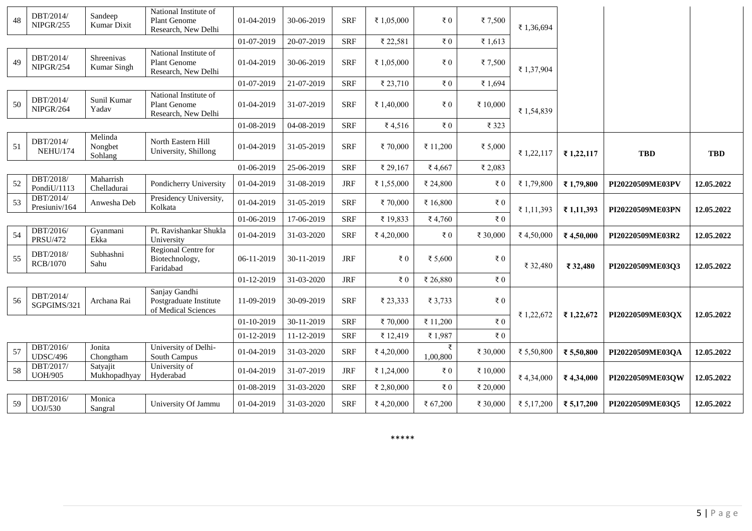| | | | | | | | | | | | | | |
|---|---|---|---|---|---|---|---|---|---|---|---|---|---|
| 48 | DBT/2014/ NIPGR/255 | Sandeep Kumar Dixit | National Institute of Plant Genome Research, New Delhi | 01-04-2019 | 30-06-2019 | SRF | ₹ 1,05,000 | ₹ 0 | ₹ 7,500 | ₹ 1,36,694 | | | |
| | | | | 01-07-2019 | 20-07-2019 | SRF | ₹ 22,581 | ₹ 0 | ₹ 1,613 | | | | |
| 49 | DBT/2014/ NIPGR/254 | Shreenivas Kumar Singh | National Institute of Plant Genome Research, New Delhi | 01-04-2019 | 30-06-2019 | SRF | ₹ 1,05,000 | ₹ 0 | ₹ 7,500 | ₹ 1,37,904 | | | |
| | | | | 01-07-2019 | 21-07-2019 | SRF | ₹ 23,710 | ₹ 0 | ₹ 1,694 | | | | |
| 50 | DBT/2014/ NIPGR/264 | Sunil Kumar Yadav | National Institute of Plant Genome Research, New Delhi | 01-04-2019 | 31-07-2019 | SRF | ₹ 1,40,000 | ₹ 0 | ₹ 10,000 | ₹ 1,54,839 | | | |
| | | | | 01-08-2019 | 04-08-2019 | SRF | ₹ 4,516 | ₹ 0 | ₹ 323 | | | | |
| 51 | DBT/2014/ NEHU/174 | Melinda Nongbet Sohlang | North Eastern Hill University, Shillong | 01-04-2019 | 31-05-2019 | SRF | ₹ 70,000 | ₹ 11,200 | ₹ 5,000 | ₹ 1,22,117 | **₹ 1,22,117** | **TBD** | **TBD** |
| | | | | 01-06-2019 | 25-06-2019 | SRF | ₹ 29,167 | ₹ 4,667 | ₹ 2,083 | | | | |
| 52 | DBT/2018/ PondiU/1113 | Maharrish Chelladurai | Pondicherry University | 01-04-2019 | 31-08-2019 | JRF | ₹ 1,55,000 | ₹ 24,800 | ₹ 0 | ₹ 1,79,800 | **₹ 1,79,800** | **PI20220509ME03PV** | **12.05.2022** |
| 53 | DBT/2014/ Presiuniv/164 | Anwesha Deb | Presidency University, Kolkata | 01-04-2019 | 31-05-2019 | SRF | ₹ 70,000 | ₹ 16,800 | ₹ 0 | ₹ 1,11,393 | **₹ 1,11,393** | **PI20220509ME03PN** | **12.05.2022** |
| | | | | 01-06-2019 | 17-06-2019 | SRF | ₹ 19,833 | ₹ 4,760 | ₹ 0 | | | | |
| 54 | DBT/2016/ PRSU/472 | Gyanmani Ekka | Pt. Ravishankar Shukla University | 01-04-2019 | 31-03-2020 | SRF | ₹ 4,20,000 | ₹ 0 | ₹ 30,000 | ₹ 4,50,000 | **₹ 4,50,000** | **PI20220509ME03R2** | **12.05.2022** |
| 55 | DBT/2018/ RCB/1070 | Subhashni Sahu | Regional Centre for Biotechnology, Faridabad | 06-11-2019 | 30-11-2019 | JRF | ₹ 0 | ₹ 5,600 | ₹ 0 | ₹ 32,480 | **₹ 32,480** | **PI20220509ME03Q3** | **12.05.2022** |
| | | | | 01-12-2019 | 31-03-2020 | JRF | ₹ 0 | ₹ 26,880 | ₹ 0 | | | | |
| 56 | DBT/2014/ SGPGIMS/321 | Archana Rai | Sanjay Gandhi Postgraduate Institute of Medical Sciences | 11-09-2019 | 30-09-2019 | SRF | ₹ 23,333 | ₹ 3,733 | ₹ 0 | ₹ 1,22,672 | **₹ 1,22,672** | **PI20220509ME03QX** | **12.05.2022** |
| | | | | 01-10-2019 | 30-11-2019 | SRF | ₹ 70,000 | ₹ 11,200 | ₹ 0 | | | | |
| | | | | 01-12-2019 | 11-12-2019 | SRF | ₹ 12,419 | ₹ 1,987 | ₹ 0 | | | | |
| 57 | DBT/2016/ UDSC/496 | Jonita Chongtham | University of Delhi- South Campus | 01-04-2019 | 31-03-2020 | SRF | ₹ 4,20,000 | ₹ 1,00,800 | ₹ 30,000 | ₹ 5,50,800 | **₹ 5,50,800** | **PI20220509ME03QA** | **12.05.2022** |
| 58 | DBT/2017/ UOH/905 | Satyajit Mukhopadhyay | University of Hyderabad | 01-04-2019 | 31-07-2019 | JRF | ₹ 1,24,000 | ₹ 0 | ₹ 10,000 | ₹ 4,34,000 | **₹ 4,34,000** | **PI20220509ME03QW** | **12.05.2022** |
| | | | | 01-08-2019 | 31-03-2020 | SRF | ₹ 2,80,000 | ₹ 0 | ₹ 20,000 | | | | |
| 59 | DBT/2016/ UOJ/530 | Monica Sangral | University Of Jammu | 01-04-2019 | 31-03-2020 | SRF | ₹ 4,20,000 | ₹ 67,200 | ₹ 30,000 | ₹ 5,17,200 | **₹ 5,17,200** | **PI20220509ME03Q5** | **12.05.2022** |

*****